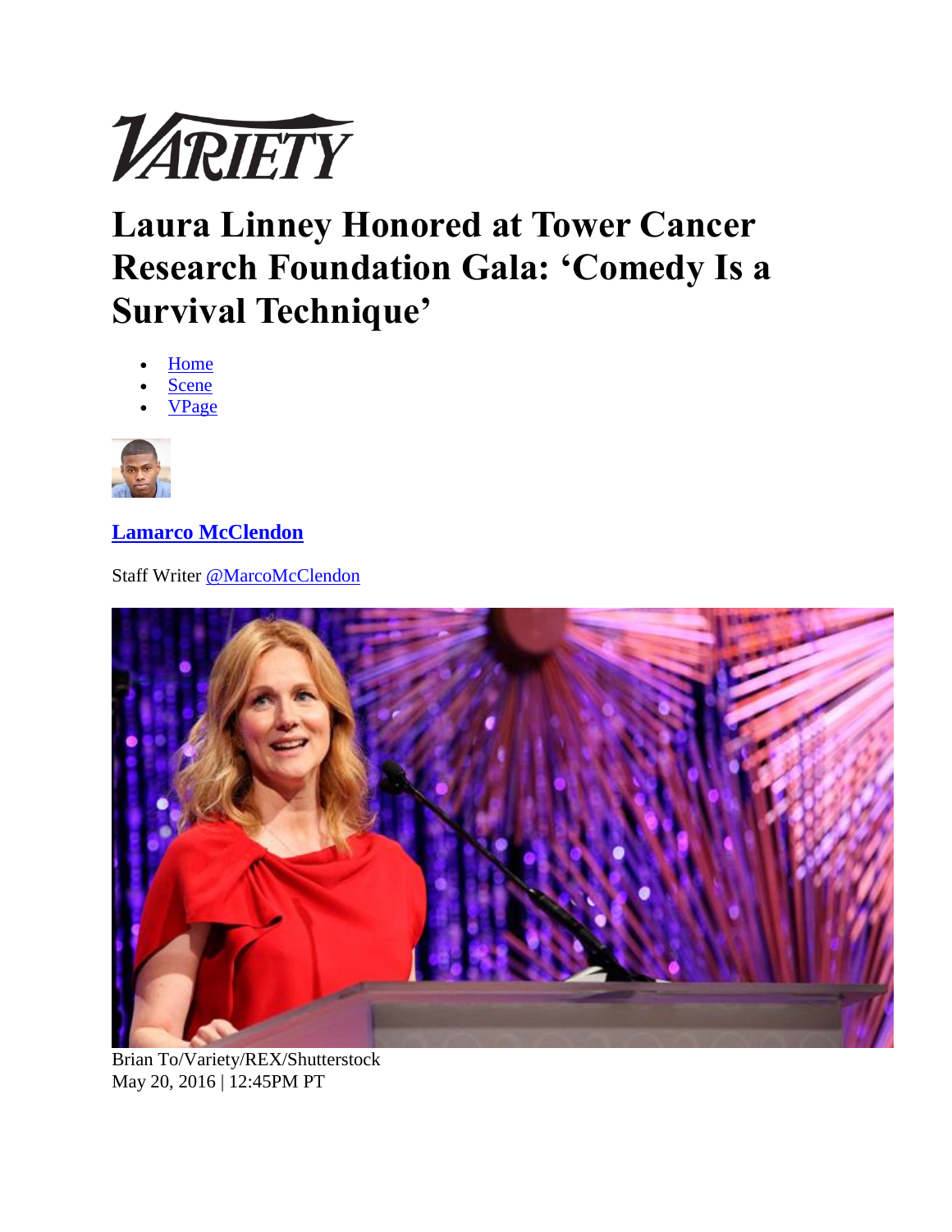VARIETY

# Laura Linney Honored at Tower Cancer Research Foundation Gala: 'Comedy Is a Survival Technique'

- Home
- Scene
- VPage

**Lamarco McClendon**

Staff Writer @MarcoMcClendon

Brian To/Variety/REX/Shutterstock
May 20, 2016 | 12:45PM PT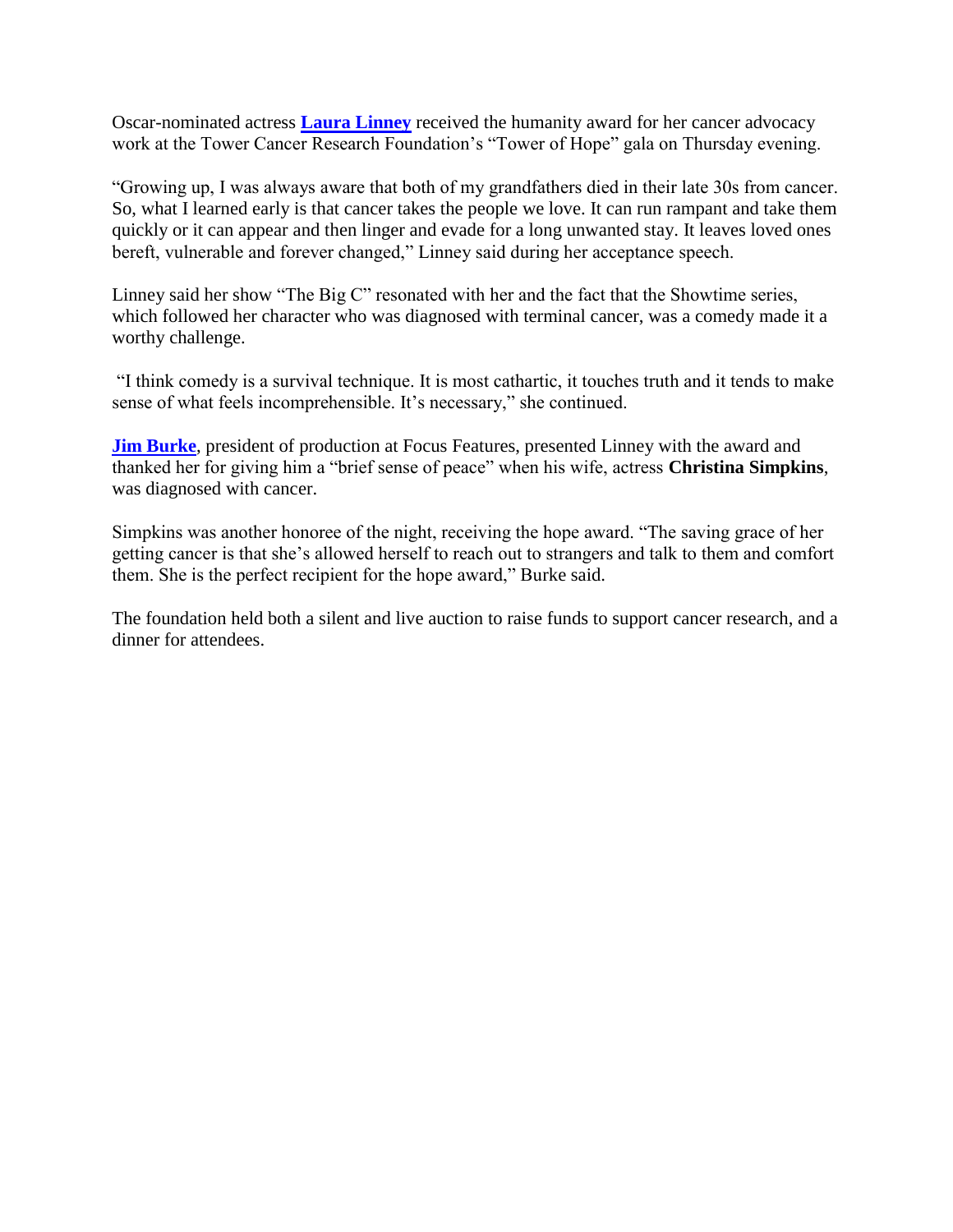Oscar-nominated actress **Laura Linney** received the humanity award for her cancer advocacy work at the Tower Cancer Research Foundation's "Tower of Hope" gala on Thursday evening.

"Growing up, I was always aware that both of my grandfathers died in their late 30s from cancer. So, what I learned early is that cancer takes the people we love. It can run rampant and take them quickly or it can appear and then linger and evade for a long unwanted stay. It leaves loved ones bereft, vulnerable and forever changed," Linney said during her acceptance speech.

Linney said her show "The Big C" resonated with her and the fact that the Showtime series, which followed her character who was diagnosed with terminal cancer, was a comedy made it a worthy challenge.

"I think comedy is a survival technique. It is most cathartic, it touches truth and it tends to make sense of what feels incomprehensible. It's necessary," she continued.

**Jim Burke**, president of production at Focus Features, presented Linney with the award and thanked her for giving him a "brief sense of peace" when his wife, actress **Christina Simpkins**, was diagnosed with cancer.

Simpkins was another honoree of the night, receiving the hope award. "The saving grace of her getting cancer is that she's allowed herself to reach out to strangers and talk to them and comfort them. She is the perfect recipient for the hope award," Burke said.

The foundation held both a silent and live auction to raise funds to support cancer research, and a dinner for attendees.